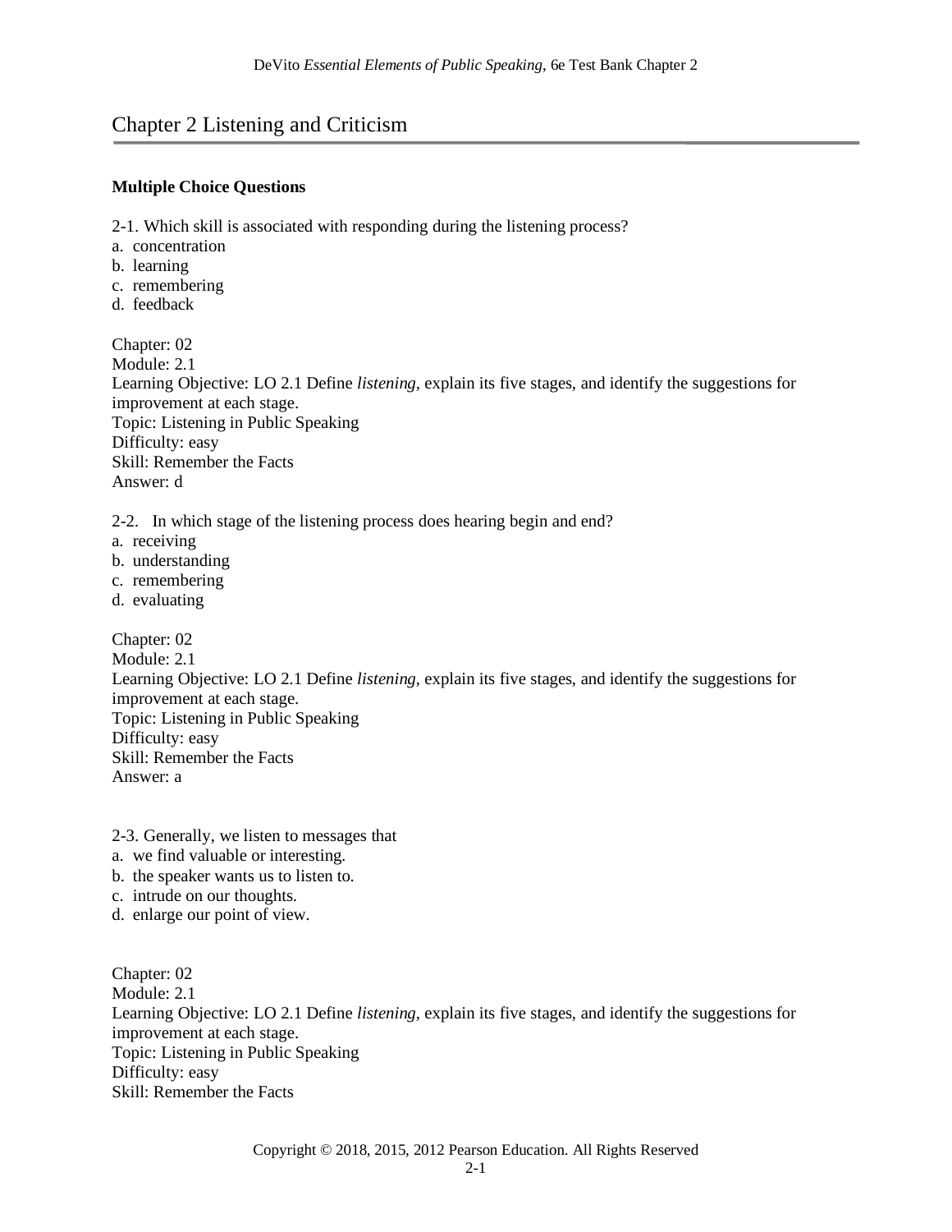# Chapter 2 Listening and Criticism

**Multiple Choice Questions**

2-1. Which skill is associated with responding during the listening process?
a. concentration
b. learning
c. remembering
d. feedback

Chapter: 02
Module: 2.1
Learning Objective: LO 2.1 Define *listening*, explain its five stages, and identify the suggestions for improvement at each stage.
Topic: Listening in Public Speaking
Difficulty: easy
Skill: Remember the Facts
Answer: d

2-2. In which stage of the listening process does hearing begin and end?
a. receiving
b. understanding
c. remembering
d. evaluating

Chapter: 02
Module: 2.1
Learning Objective: LO 2.1 Define *listening*, explain its five stages, and identify the suggestions for improvement at each stage.
Topic: Listening in Public Speaking
Difficulty: easy
Skill: Remember the Facts
Answer: a

2-3. Generally, we listen to messages that
a. we find valuable or interesting.
b. the speaker wants us to listen to.
c. intrude on our thoughts.
d. enlarge our point of view.

Chapter: 02
Module: 2.1
Learning Objective: LO 2.1 Define *listening*, explain its five stages, and identify the suggestions for improvement at each stage.
Topic: Listening in Public Speaking
Difficulty: easy
Skill: Remember the Facts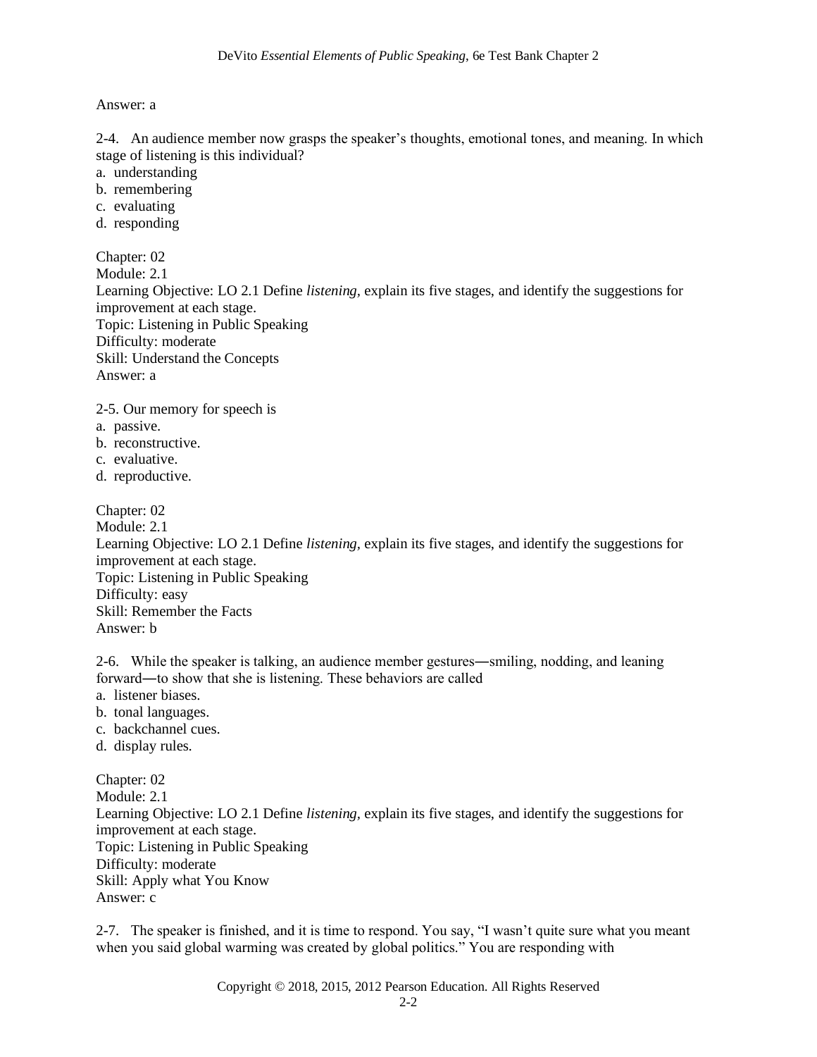Answer: a

2-4. An audience member now grasps the speaker's thoughts, emotional tones, and meaning. In which stage of listening is this individual?
a. understanding
b. remembering
c. evaluating
d. responding

Chapter: 02
Module: 2.1
Learning Objective: LO 2.1 Define *listening*, explain its five stages, and identify the suggestions for improvement at each stage.
Topic: Listening in Public Speaking
Difficulty: moderate
Skill: Understand the Concepts
Answer: a

2-5. Our memory for speech is
a. passive.
b. reconstructive.
c. evaluative.
d. reproductive.

Chapter: 02
Module: 2.1
Learning Objective: LO 2.1 Define *listening*, explain its five stages, and identify the suggestions for improvement at each stage.
Topic: Listening in Public Speaking
Difficulty: easy
Skill: Remember the Facts
Answer: b

2-6. While the speaker is talking, an audience member gestures—smiling, nodding, and leaning forward—to show that she is listening. These behaviors are called
a. listener biases.
b. tonal languages.
c. backchannel cues.
d. display rules.

Chapter: 02
Module: 2.1
Learning Objective: LO 2.1 Define *listening*, explain its five stages, and identify the suggestions for improvement at each stage.
Topic: Listening in Public Speaking
Difficulty: moderate
Skill: Apply what You Know
Answer: c

2-7. The speaker is finished, and it is time to respond. You say, "I wasn't quite sure what you meant when you said global warming was created by global politics." You are responding with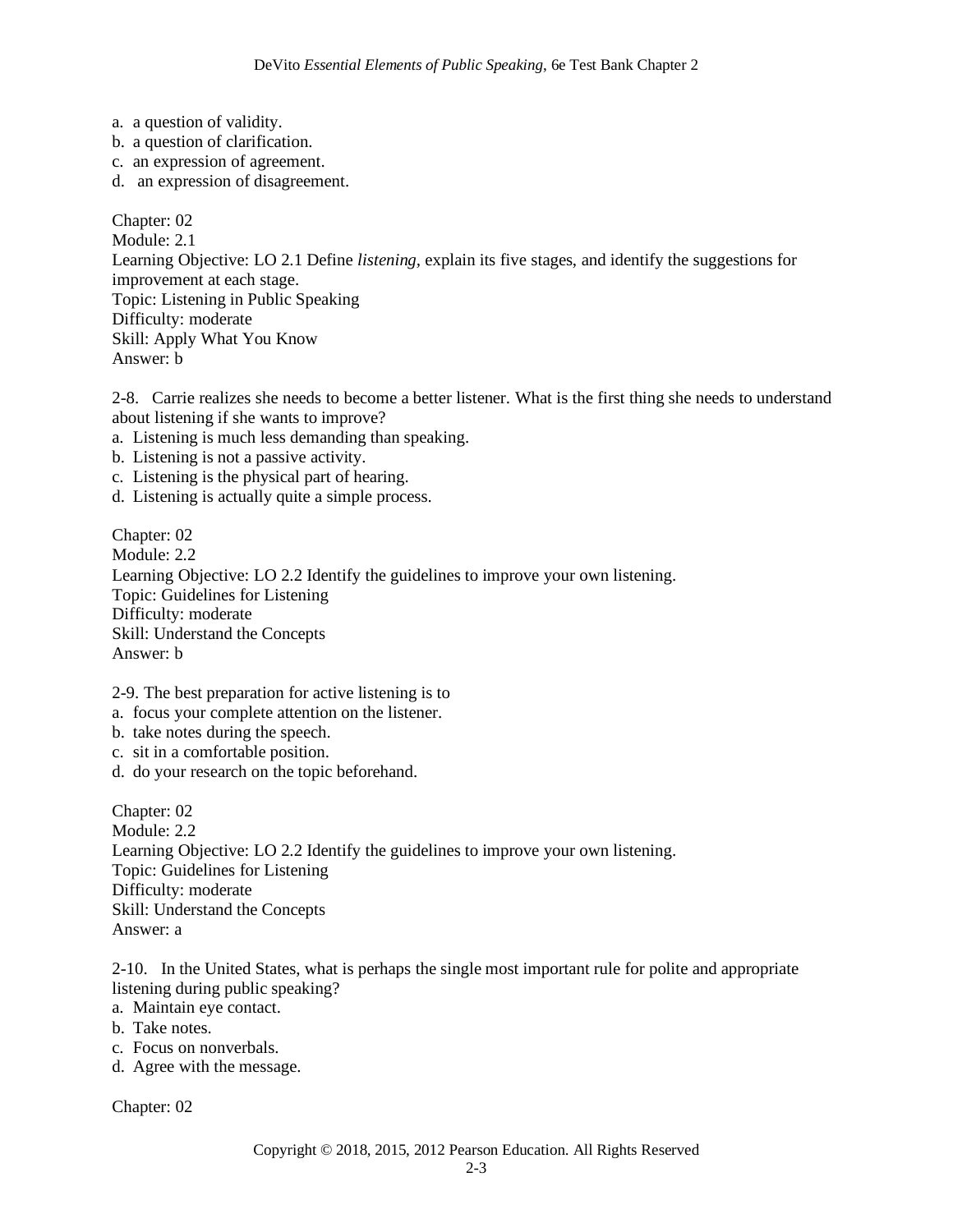a. a question of validity.
b. a question of clarification.
c. an expression of agreement.
d. an expression of disagreement.

Chapter: 02
Module: 2.1
Learning Objective: LO 2.1 Define *listening*, explain its five stages, and identify the suggestions for improvement at each stage.
Topic: Listening in Public Speaking
Difficulty: moderate
Skill: Apply What You Know
Answer: b

2-8. Carrie realizes she needs to become a better listener. What is the first thing she needs to understand about listening if she wants to improve?
a. Listening is much less demanding than speaking.
b. Listening is not a passive activity.
c. Listening is the physical part of hearing.
d. Listening is actually quite a simple process.

Chapter: 02
Module: 2.2
Learning Objective: LO 2.2 Identify the guidelines to improve your own listening.
Topic: Guidelines for Listening
Difficulty: moderate
Skill: Understand the Concepts
Answer: b

2-9. The best preparation for active listening is to
a. focus your complete attention on the listener.
b. take notes during the speech.
c. sit in a comfortable position.
d. do your research on the topic beforehand.

Chapter: 02
Module: 2.2
Learning Objective: LO 2.2 Identify the guidelines to improve your own listening.
Topic: Guidelines for Listening
Difficulty: moderate
Skill: Understand the Concepts
Answer: a

2-10. In the United States, what is perhaps the single most important rule for polite and appropriate listening during public speaking?
a. Maintain eye contact.
b. Take notes.
c. Focus on nonverbals.
d. Agree with the message.

Chapter: 02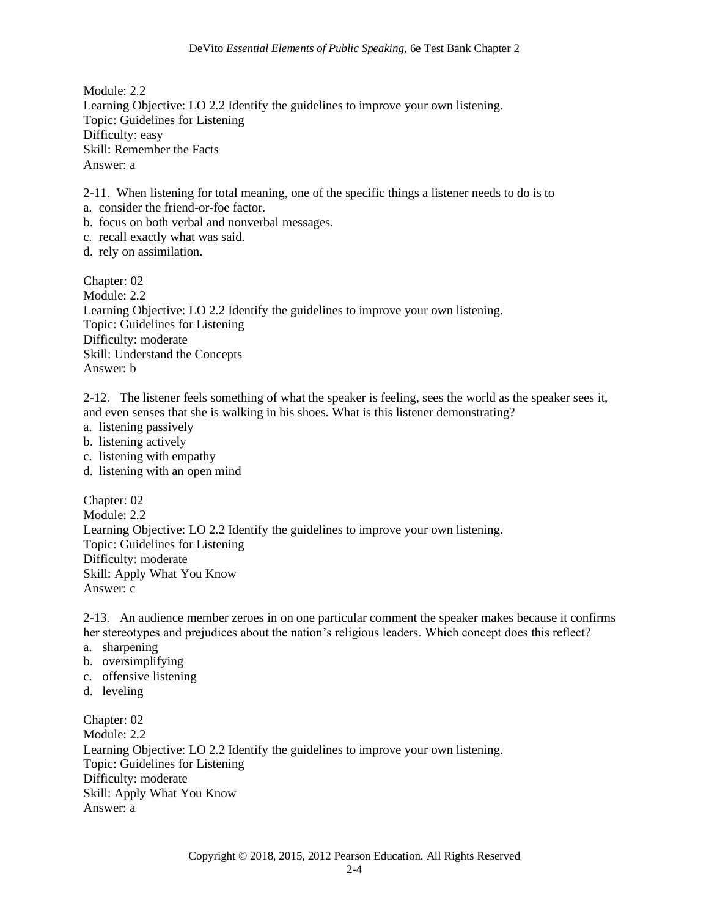Module: 2.2
Learning Objective: LO 2.2 Identify the guidelines to improve your own listening.
Topic: Guidelines for Listening
Difficulty: easy
Skill: Remember the Facts
Answer: a

2-11. When listening for total meaning, one of the specific things a listener needs to do is to
a. consider the friend-or-foe factor.
b. focus on both verbal and nonverbal messages.
c. recall exactly what was said.
d. rely on assimilation.

Chapter: 02
Module: 2.2
Learning Objective: LO 2.2 Identify the guidelines to improve your own listening.
Topic: Guidelines for Listening
Difficulty: moderate
Skill: Understand the Concepts
Answer: b

2-12. The listener feels something of what the speaker is feeling, sees the world as the speaker sees it, and even senses that she is walking in his shoes. What is this listener demonstrating?
a. listening passively
b. listening actively
c. listening with empathy
d. listening with an open mind

Chapter: 02
Module: 2.2
Learning Objective: LO 2.2 Identify the guidelines to improve your own listening.
Topic: Guidelines for Listening
Difficulty: moderate
Skill: Apply What You Know
Answer: c

2-13. An audience member zeroes in on one particular comment the speaker makes because it confirms her stereotypes and prejudices about the nation's religious leaders. Which concept does this reflect?
a. sharpening
b. oversimplifying
c. offensive listening
d. leveling

Chapter: 02
Module: 2.2
Learning Objective: LO 2.2 Identify the guidelines to improve your own listening.
Topic: Guidelines for Listening
Difficulty: moderate
Skill: Apply What You Know
Answer: a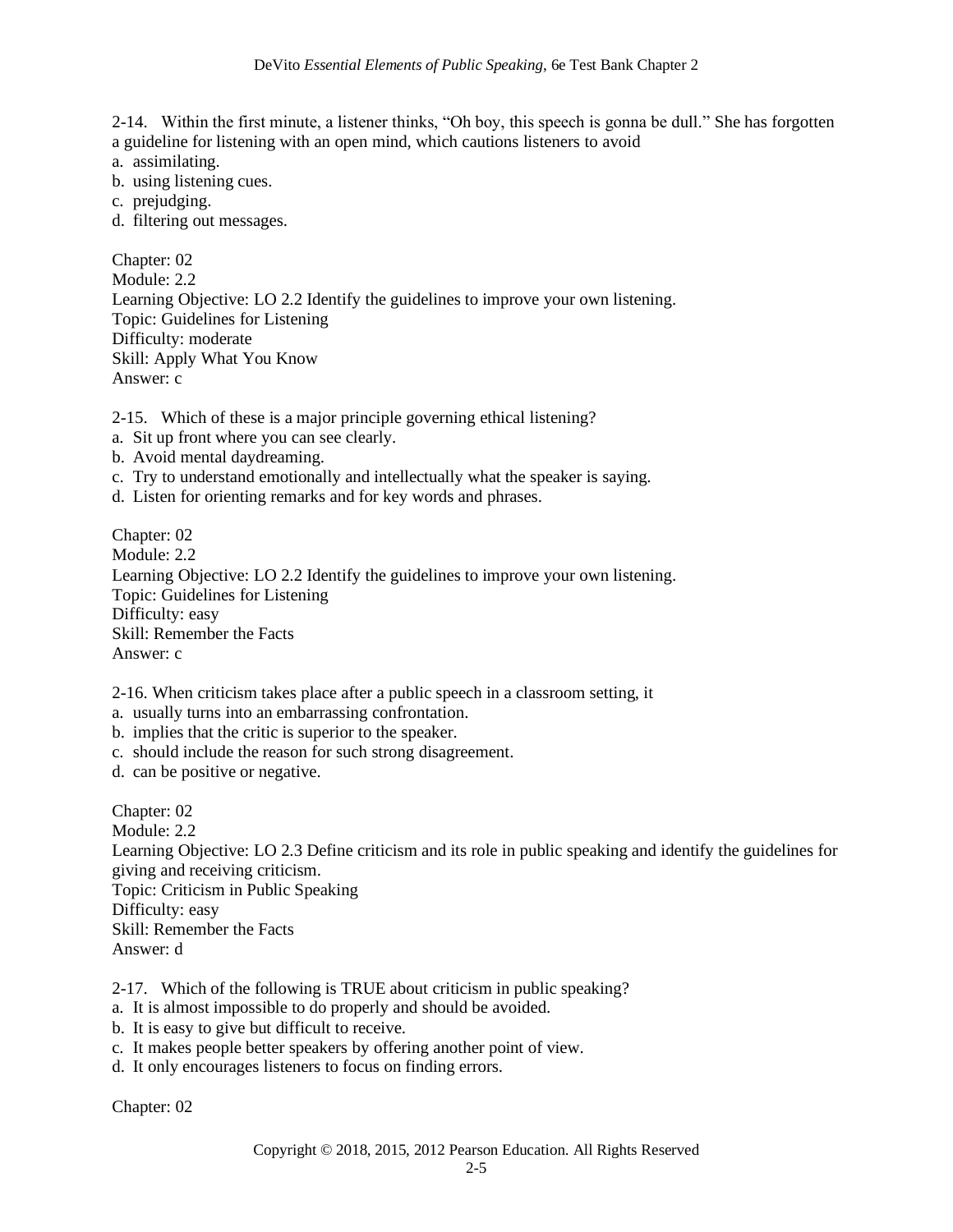2-14. Within the first minute, a listener thinks, "Oh boy, this speech is gonna be dull." She has forgotten a guideline for listening with an open mind, which cautions listeners to avoid

a. assimilating.
b. using listening cues.
c. prejudging.
d. filtering out messages.

Chapter: 02
Module: 2.2
Learning Objective: LO 2.2 Identify the guidelines to improve your own listening.
Topic: Guidelines for Listening
Difficulty: moderate
Skill: Apply What You Know
Answer: c

2-15. Which of these is a major principle governing ethical listening?

a. Sit up front where you can see clearly.
b. Avoid mental daydreaming.
c. Try to understand emotionally and intellectually what the speaker is saying.
d. Listen for orienting remarks and for key words and phrases.

Chapter: 02
Module: 2.2
Learning Objective: LO 2.2 Identify the guidelines to improve your own listening.
Topic: Guidelines for Listening
Difficulty: easy
Skill: Remember the Facts
Answer: c

2-16. When criticism takes place after a public speech in a classroom setting, it

a. usually turns into an embarrassing confrontation.
b. implies that the critic is superior to the speaker.
c. should include the reason for such strong disagreement.
d. can be positive or negative.

Chapter: 02
Module: 2.2
Learning Objective: LO 2.3 Define criticism and its role in public speaking and identify the guidelines for giving and receiving criticism.
Topic: Criticism in Public Speaking
Difficulty: easy
Skill: Remember the Facts
Answer: d

2-17. Which of the following is TRUE about criticism in public speaking?

a. It is almost impossible to do properly and should be avoided.
b. It is easy to give but difficult to receive.
c. It makes people better speakers by offering another point of view.
d. It only encourages listeners to focus on finding errors.

Chapter: 02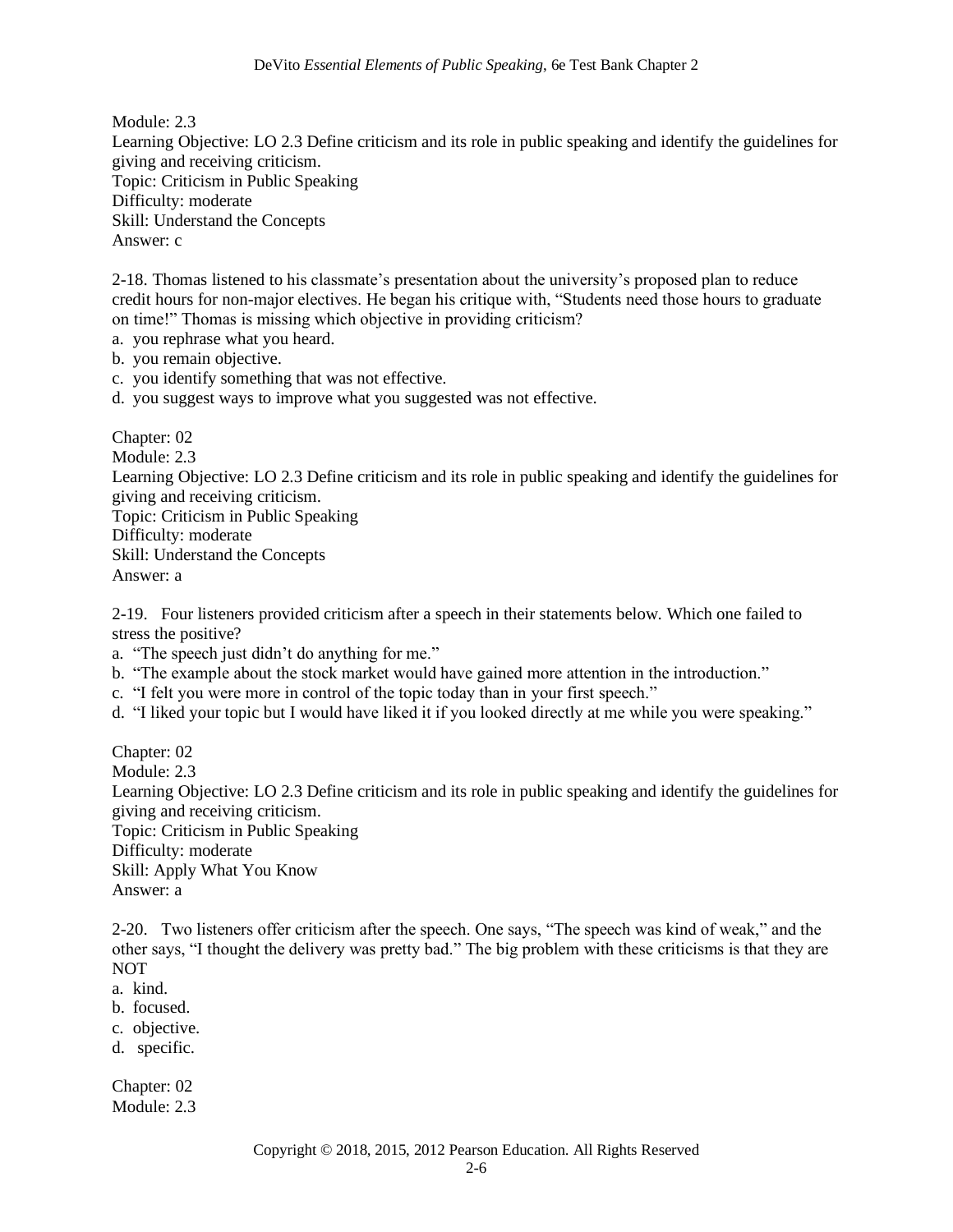Module: 2.3
Learning Objective: LO 2.3 Define criticism and its role in public speaking and identify the guidelines for giving and receiving criticism.
Topic: Criticism in Public Speaking
Difficulty: moderate
Skill: Understand the Concepts
Answer: c

2-18. Thomas listened to his classmate's presentation about the university's proposed plan to reduce credit hours for non-major electives. He began his critique with, "Students need those hours to graduate on time!" Thomas is missing which objective in providing criticism?
a. you rephrase what you heard.
b. you remain objective.
c. you identify something that was not effective.
d. you suggest ways to improve what you suggested was not effective.

Chapter: 02
Module: 2.3
Learning Objective: LO 2.3 Define criticism and its role in public speaking and identify the guidelines for giving and receiving criticism.
Topic: Criticism in Public Speaking
Difficulty: moderate
Skill: Understand the Concepts
Answer: a

2-19. Four listeners provided criticism after a speech in their statements below. Which one failed to stress the positive?
a. "The speech just didn't do anything for me."
b. "The example about the stock market would have gained more attention in the introduction."
c. "I felt you were more in control of the topic today than in your first speech."
d. "I liked your topic but I would have liked it if you looked directly at me while you were speaking."

Chapter: 02
Module: 2.3
Learning Objective: LO 2.3 Define criticism and its role in public speaking and identify the guidelines for giving and receiving criticism.
Topic: Criticism in Public Speaking
Difficulty: moderate
Skill: Apply What You Know
Answer: a

2-20. Two listeners offer criticism after the speech. One says, "The speech was kind of weak," and the other says, "I thought the delivery was pretty bad." The big problem with these criticisms is that they are NOT
a. kind.
b. focused.
c. objective.
d. specific.

Chapter: 02
Module: 2.3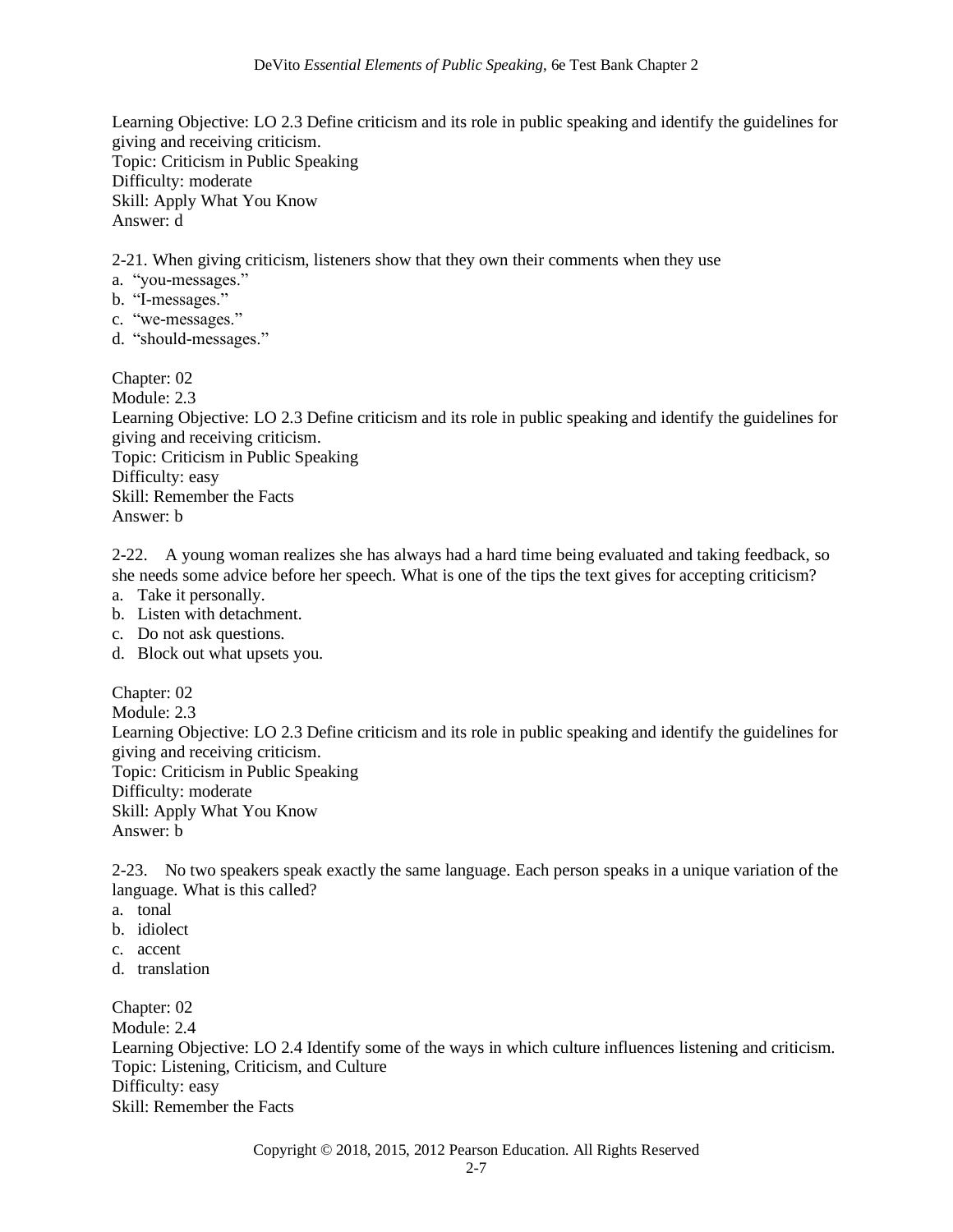Learning Objective: LO 2.3 Define criticism and its role in public speaking and identify the guidelines for giving and receiving criticism.
Topic: Criticism in Public Speaking
Difficulty: moderate
Skill: Apply What You Know
Answer: d

2-21. When giving criticism, listeners show that they own their comments when they use
a. "you-messages."
b. "I-messages."
c. "we-messages."
d. "should-messages."

Chapter: 02
Module: 2.3
Learning Objective: LO 2.3 Define criticism and its role in public speaking and identify the guidelines for giving and receiving criticism.
Topic: Criticism in Public Speaking
Difficulty: easy
Skill: Remember the Facts
Answer: b

2-22. A young woman realizes she has always had a hard time being evaluated and taking feedback, so she needs some advice before her speech. What is one of the tips the text gives for accepting criticism?
a. Take it personally.
b. Listen with detachment.
c. Do not ask questions.
d. Block out what upsets you.

Chapter: 02
Module: 2.3
Learning Objective: LO 2.3 Define criticism and its role in public speaking and identify the guidelines for giving and receiving criticism.
Topic: Criticism in Public Speaking
Difficulty: moderate
Skill: Apply What You Know
Answer: b

2-23. No two speakers speak exactly the same language. Each person speaks in a unique variation of the language. What is this called?
a. tonal
b. idiolect
c. accent
d. translation

Chapter: 02
Module: 2.4
Learning Objective: LO 2.4 Identify some of the ways in which culture influences listening and criticism.
Topic: Listening, Criticism, and Culture
Difficulty: easy
Skill: Remember the Facts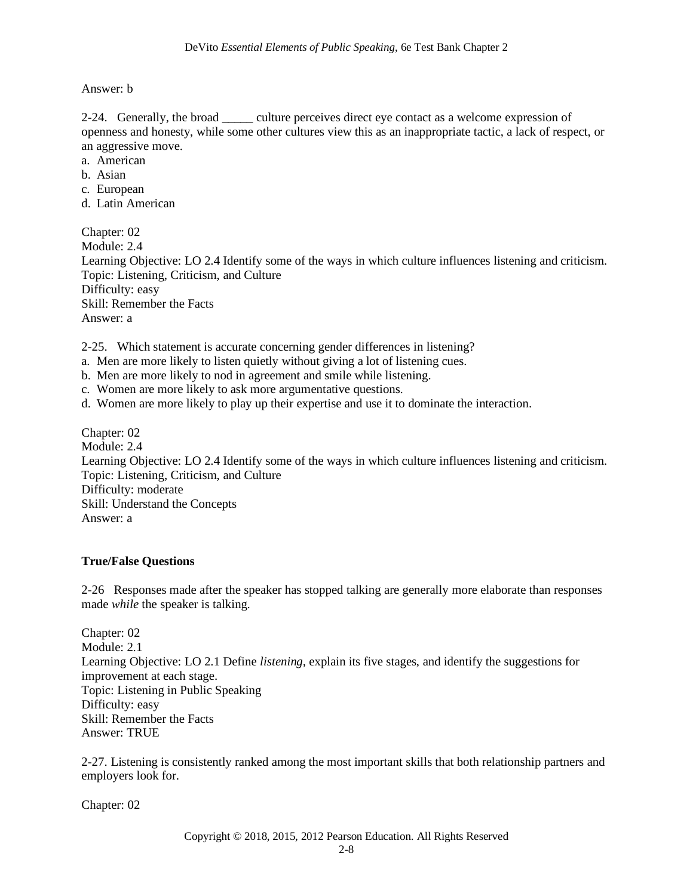Answer: b

2-24. Generally, the broad _____ culture perceives direct eye contact as a welcome expression of openness and honesty, while some other cultures view this as an inappropriate tactic, a lack of respect, or an aggressive move.
a. American
b. Asian
c. European
d. Latin American

Chapter: 02
Module: 2.4
Learning Objective: LO 2.4 Identify some of the ways in which culture influences listening and criticism.
Topic: Listening, Criticism, and Culture
Difficulty: easy
Skill: Remember the Facts
Answer: a

2-25. Which statement is accurate concerning gender differences in listening?
a. Men are more likely to listen quietly without giving a lot of listening cues.
b. Men are more likely to nod in agreement and smile while listening.
c. Women are more likely to ask more argumentative questions.
d. Women are more likely to play up their expertise and use it to dominate the interaction.

Chapter: 02
Module: 2.4
Learning Objective: LO 2.4 Identify some of the ways in which culture influences listening and criticism.
Topic: Listening, Criticism, and Culture
Difficulty: moderate
Skill: Understand the Concepts
Answer: a

**True/False Questions**

2-26 Responses made after the speaker has stopped talking are generally more elaborate than responses made *while* the speaker is talking.

Chapter: 02
Module: 2.1
Learning Objective: LO 2.1 Define *listening*, explain its five stages, and identify the suggestions for improvement at each stage.
Topic: Listening in Public Speaking
Difficulty: easy
Skill: Remember the Facts
Answer: TRUE

2-27. Listening is consistently ranked among the most important skills that both relationship partners and employers look for.

Chapter: 02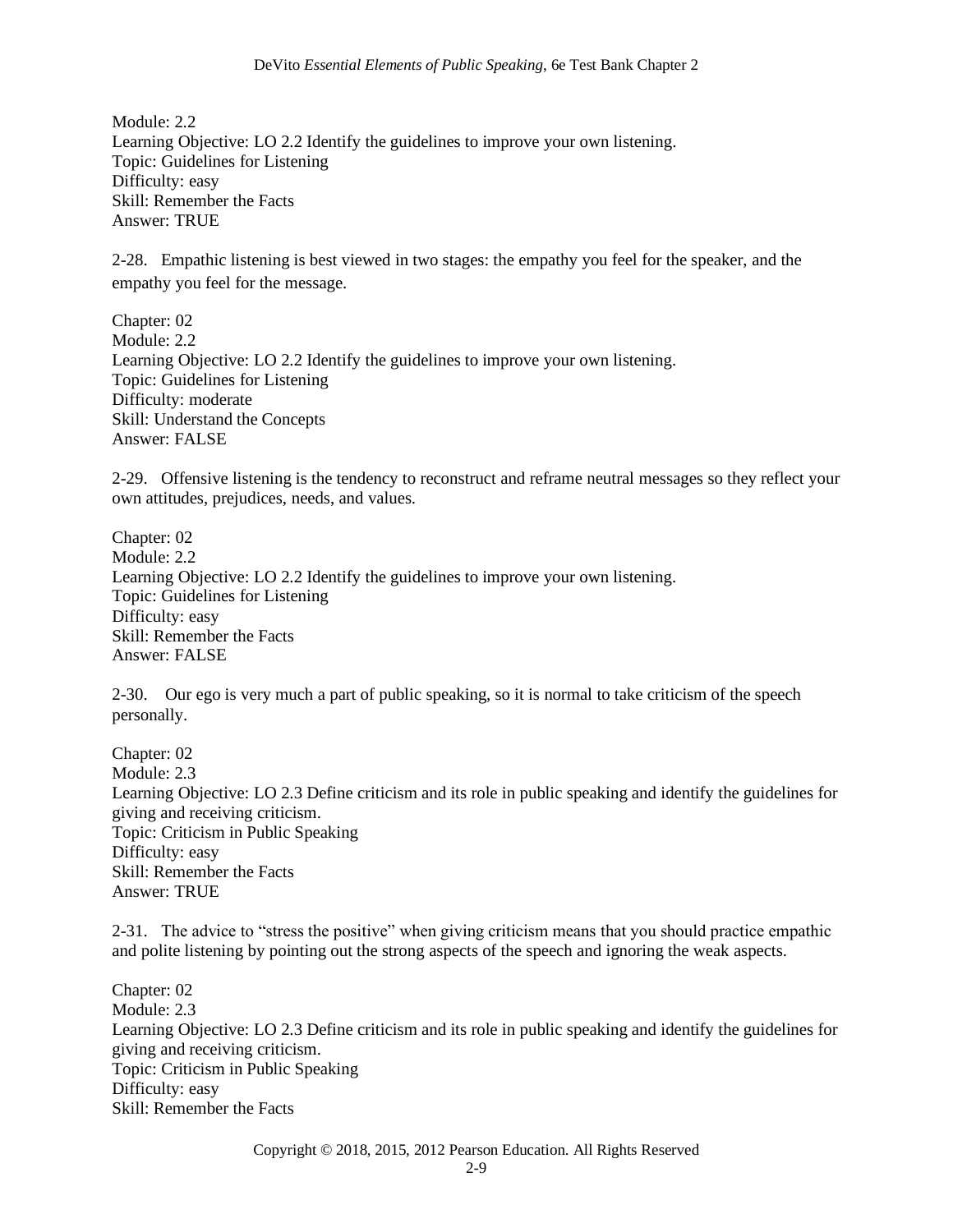Module: 2.2
Learning Objective: LO 2.2 Identify the guidelines to improve your own listening.
Topic: Guidelines for Listening
Difficulty: easy
Skill: Remember the Facts
Answer: TRUE

2-28. Empathic listening is best viewed in two stages: the empathy you feel for the speaker, and the empathy you feel for the message.

Chapter: 02
Module: 2.2
Learning Objective: LO 2.2 Identify the guidelines to improve your own listening.
Topic: Guidelines for Listening
Difficulty: moderate
Skill: Understand the Concepts
Answer: FALSE

2-29. Offensive listening is the tendency to reconstruct and reframe neutral messages so they reflect your own attitudes, prejudices, needs, and values.

Chapter: 02
Module: 2.2
Learning Objective: LO 2.2 Identify the guidelines to improve your own listening.
Topic: Guidelines for Listening
Difficulty: easy
Skill: Remember the Facts
Answer: FALSE

2-30. Our ego is very much a part of public speaking, so it is normal to take criticism of the speech personally.

Chapter: 02
Module: 2.3
Learning Objective: LO 2.3 Define criticism and its role in public speaking and identify the guidelines for giving and receiving criticism.
Topic: Criticism in Public Speaking
Difficulty: easy
Skill: Remember the Facts
Answer: TRUE

2-31. The advice to "stress the positive" when giving criticism means that you should practice empathic and polite listening by pointing out the strong aspects of the speech and ignoring the weak aspects.

Chapter: 02
Module: 2.3
Learning Objective: LO 2.3 Define criticism and its role in public speaking and identify the guidelines for giving and receiving criticism.
Topic: Criticism in Public Speaking
Difficulty: easy
Skill: Remember the Facts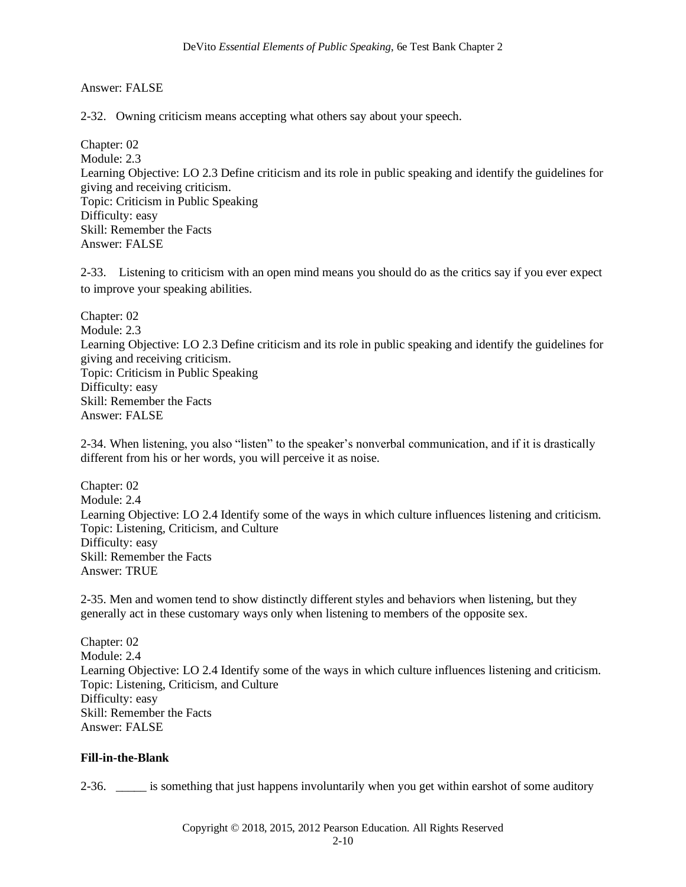Answer: FALSE

2-32. Owning criticism means accepting what others say about your speech.

Chapter: 02
Module: 2.3
Learning Objective: LO 2.3 Define criticism and its role in public speaking and identify the guidelines for giving and receiving criticism.
Topic: Criticism in Public Speaking
Difficulty: easy
Skill: Remember the Facts
Answer: FALSE

2-33. Listening to criticism with an open mind means you should do as the critics say if you ever expect to improve your speaking abilities.

Chapter: 02
Module: 2.3
Learning Objective: LO 2.3 Define criticism and its role in public speaking and identify the guidelines for giving and receiving criticism.
Topic: Criticism in Public Speaking
Difficulty: easy
Skill: Remember the Facts
Answer: FALSE

2-34. When listening, you also "listen" to the speaker's nonverbal communication, and if it is drastically different from his or her words, you will perceive it as noise.

Chapter: 02
Module: 2.4
Learning Objective: LO 2.4 Identify some of the ways in which culture influences listening and criticism.
Topic: Listening, Criticism, and Culture
Difficulty: easy
Skill: Remember the Facts
Answer: TRUE

2-35. Men and women tend to show distinctly different styles and behaviors when listening, but they generally act in these customary ways only when listening to members of the opposite sex.

Chapter: 02
Module: 2.4
Learning Objective: LO 2.4 Identify some of the ways in which culture influences listening and criticism.
Topic: Listening, Criticism, and Culture
Difficulty: easy
Skill: Remember the Facts
Answer: FALSE

**Fill-in-the-Blank**

2-36. _____ is something that just happens involuntarily when you get within earshot of some auditory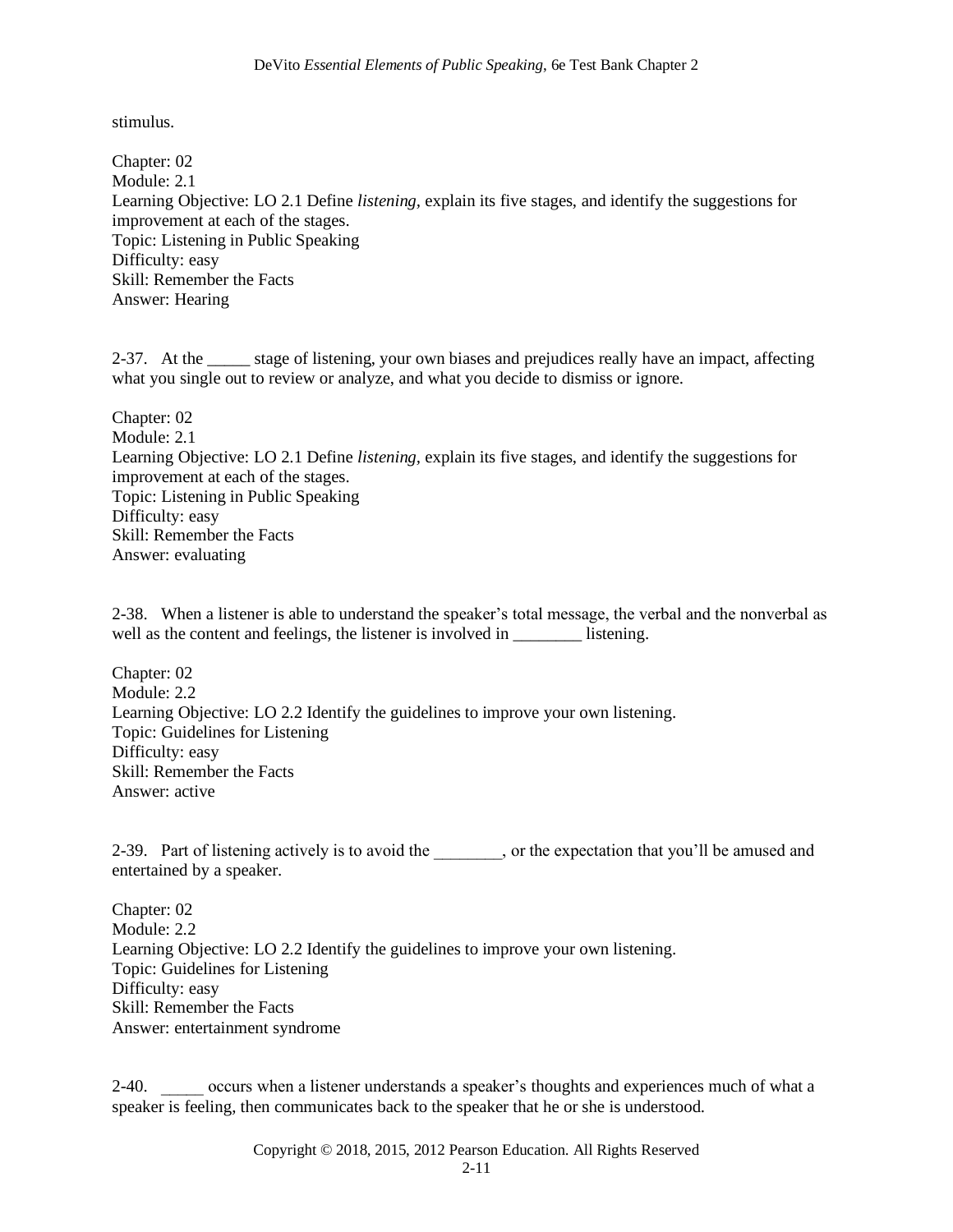stimulus.

Chapter: 02
Module: 2.1
Learning Objective: LO 2.1 Define *listening*, explain its five stages, and identify the suggestions for improvement at each of the stages.
Topic: Listening in Public Speaking
Difficulty: easy
Skill: Remember the Facts
Answer: Hearing

2-37. At the _____ stage of listening, your own biases and prejudices really have an impact, affecting what you single out to review or analyze, and what you decide to dismiss or ignore.

Chapter: 02
Module: 2.1
Learning Objective: LO 2.1 Define *listening*, explain its five stages, and identify the suggestions for improvement at each of the stages.
Topic: Listening in Public Speaking
Difficulty: easy
Skill: Remember the Facts
Answer: evaluating

2-38. When a listener is able to understand the speaker's total message, the verbal and the nonverbal as well as the content and feelings, the listener is involved in ________ listening.

Chapter: 02
Module: 2.2
Learning Objective: LO 2.2 Identify the guidelines to improve your own listening.
Topic: Guidelines for Listening
Difficulty: easy
Skill: Remember the Facts
Answer: active

2-39. Part of listening actively is to avoid the ________, or the expectation that you'll be amused and entertained by a speaker.

Chapter: 02
Module: 2.2
Learning Objective: LO 2.2 Identify the guidelines to improve your own listening.
Topic: Guidelines for Listening
Difficulty: easy
Skill: Remember the Facts
Answer: entertainment syndrome

2-40. _____ occurs when a listener understands a speaker's thoughts and experiences much of what a speaker is feeling, then communicates back to the speaker that he or she is understood.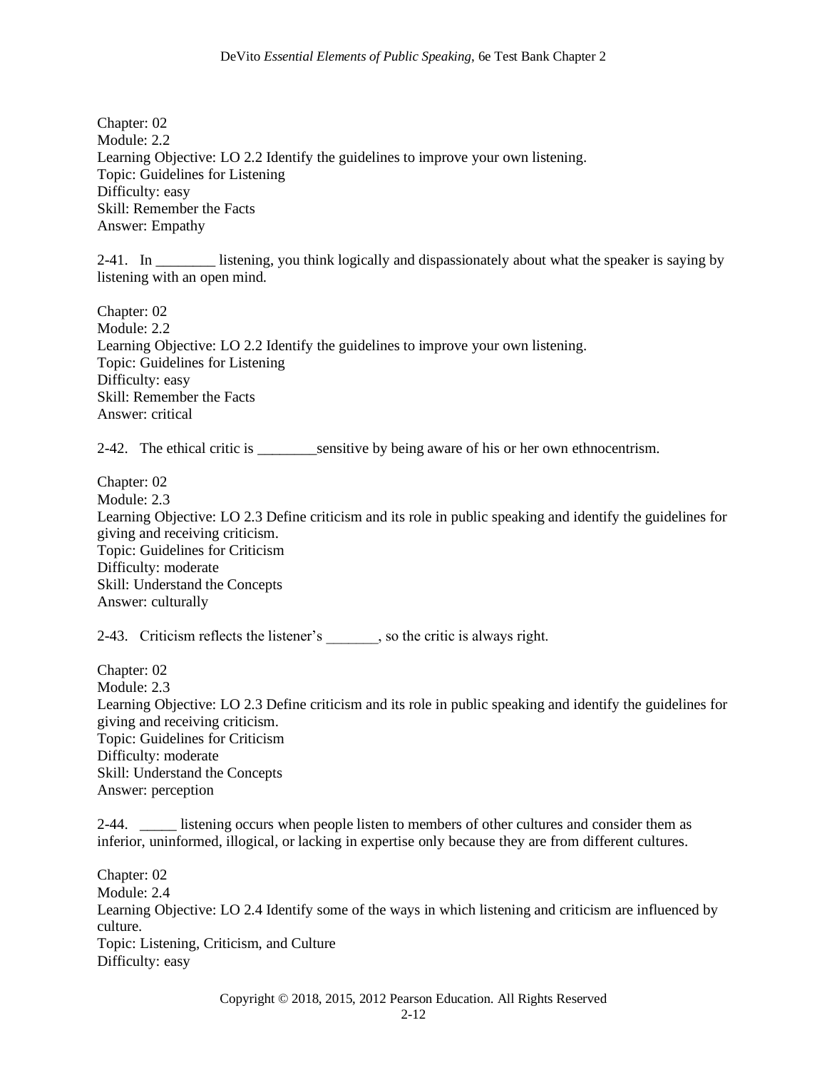Chapter: 02
Module: 2.2
Learning Objective: LO 2.2 Identify the guidelines to improve your own listening.
Topic: Guidelines for Listening
Difficulty: easy
Skill: Remember the Facts
Answer: Empathy

2-41. In ________ listening, you think logically and dispassionately about what the speaker is saying by listening with an open mind.

Chapter: 02
Module: 2.2
Learning Objective: LO 2.2 Identify the guidelines to improve your own listening.
Topic: Guidelines for Listening
Difficulty: easy
Skill: Remember the Facts
Answer: critical

2-42. The ethical critic is ________sensitive by being aware of his or her own ethnocentrism.

Chapter: 02
Module: 2.3
Learning Objective: LO 2.3 Define criticism and its role in public speaking and identify the guidelines for giving and receiving criticism.
Topic: Guidelines for Criticism
Difficulty: moderate
Skill: Understand the Concepts
Answer: culturally

2-43. Criticism reflects the listener's _______, so the critic is always right.

Chapter: 02
Module: 2.3
Learning Objective: LO 2.3 Define criticism and its role in public speaking and identify the guidelines for giving and receiving criticism.
Topic: Guidelines for Criticism
Difficulty: moderate
Skill: Understand the Concepts
Answer: perception

2-44. _____ listening occurs when people listen to members of other cultures and consider them as inferior, uninformed, illogical, or lacking in expertise only because they are from different cultures.

Chapter: 02
Module: 2.4
Learning Objective: LO 2.4 Identify some of the ways in which listening and criticism are influenced by culture.
Topic: Listening, Criticism, and Culture
Difficulty: easy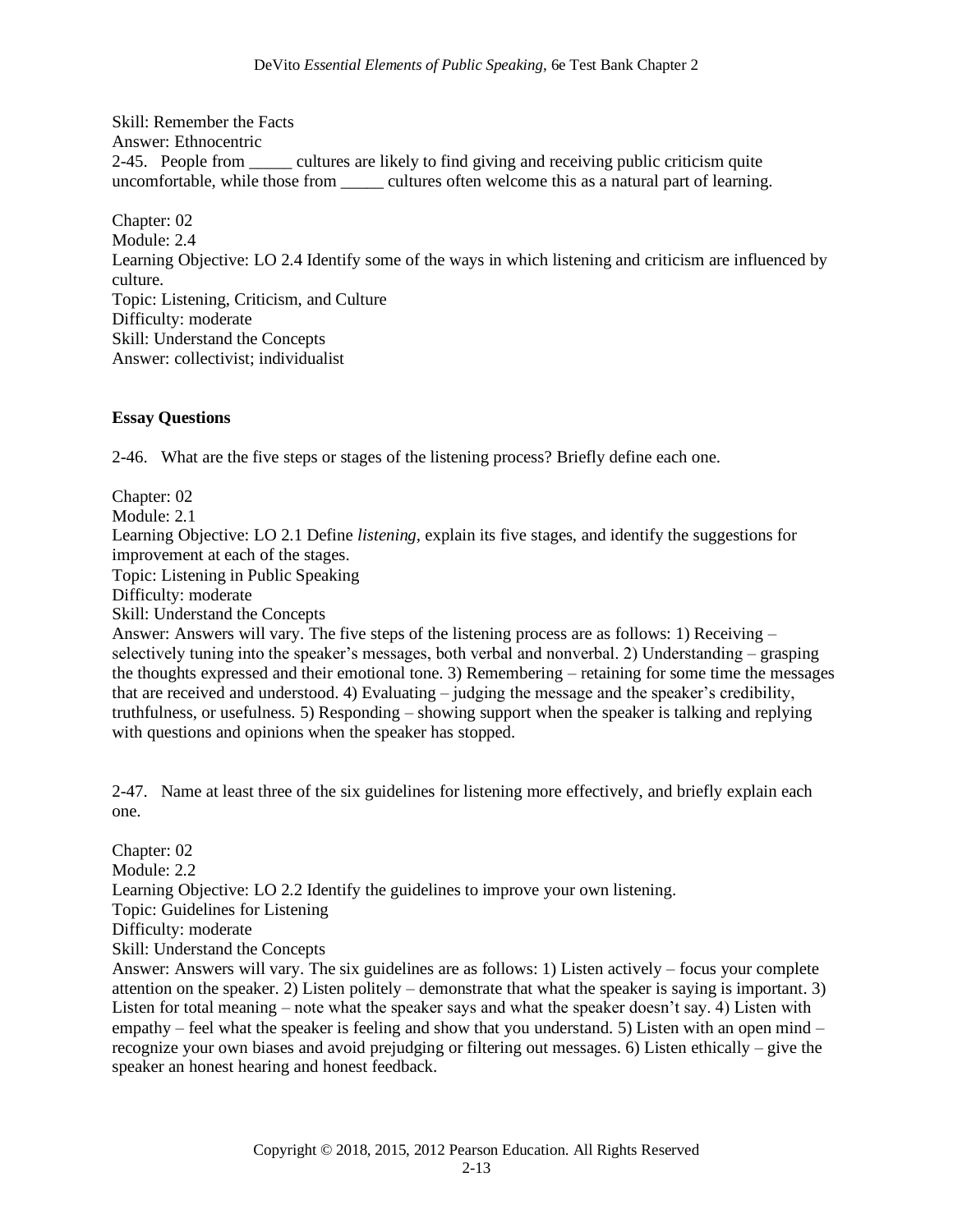Skill: Remember the Facts
Answer: Ethnocentric

2-45. People from _____ cultures are likely to find giving and receiving public criticism quite uncomfortable, while those from _____ cultures often welcome this as a natural part of learning.

Chapter: 02
Module: 2.4
Learning Objective: LO 2.4 Identify some of the ways in which listening and criticism are influenced by culture.
Topic: Listening, Criticism, and Culture
Difficulty: moderate
Skill: Understand the Concepts
Answer: collectivist; individualist

**Essay Questions**

2-46. What are the five steps or stages of the listening process? Briefly define each one.

Chapter: 02
Module: 2.1
Learning Objective: LO 2.1 Define *listening*, explain its five stages, and identify the suggestions for improvement at each of the stages.
Topic: Listening in Public Speaking
Difficulty: moderate
Skill: Understand the Concepts
Answer: Answers will vary. The five steps of the listening process are as follows: 1) Receiving – selectively tuning into the speaker's messages, both verbal and nonverbal. 2) Understanding – grasping the thoughts expressed and their emotional tone. 3) Remembering – retaining for some time the messages that are received and understood. 4) Evaluating – judging the message and the speaker's credibility, truthfulness, or usefulness. 5) Responding – showing support when the speaker is talking and replying with questions and opinions when the speaker has stopped.

2-47. Name at least three of the six guidelines for listening more effectively, and briefly explain each one.

Chapter: 02
Module: 2.2
Learning Objective: LO 2.2 Identify the guidelines to improve your own listening.
Topic: Guidelines for Listening
Difficulty: moderate
Skill: Understand the Concepts
Answer: Answers will vary. The six guidelines are as follows: 1) Listen actively – focus your complete attention on the speaker. 2) Listen politely – demonstrate that what the speaker is saying is important. 3) Listen for total meaning – note what the speaker says and what the speaker doesn't say. 4) Listen with empathy – feel what the speaker is feeling and show that you understand. 5) Listen with an open mind – recognize your own biases and avoid prejudging or filtering out messages. 6) Listen ethically – give the speaker an honest hearing and honest feedback.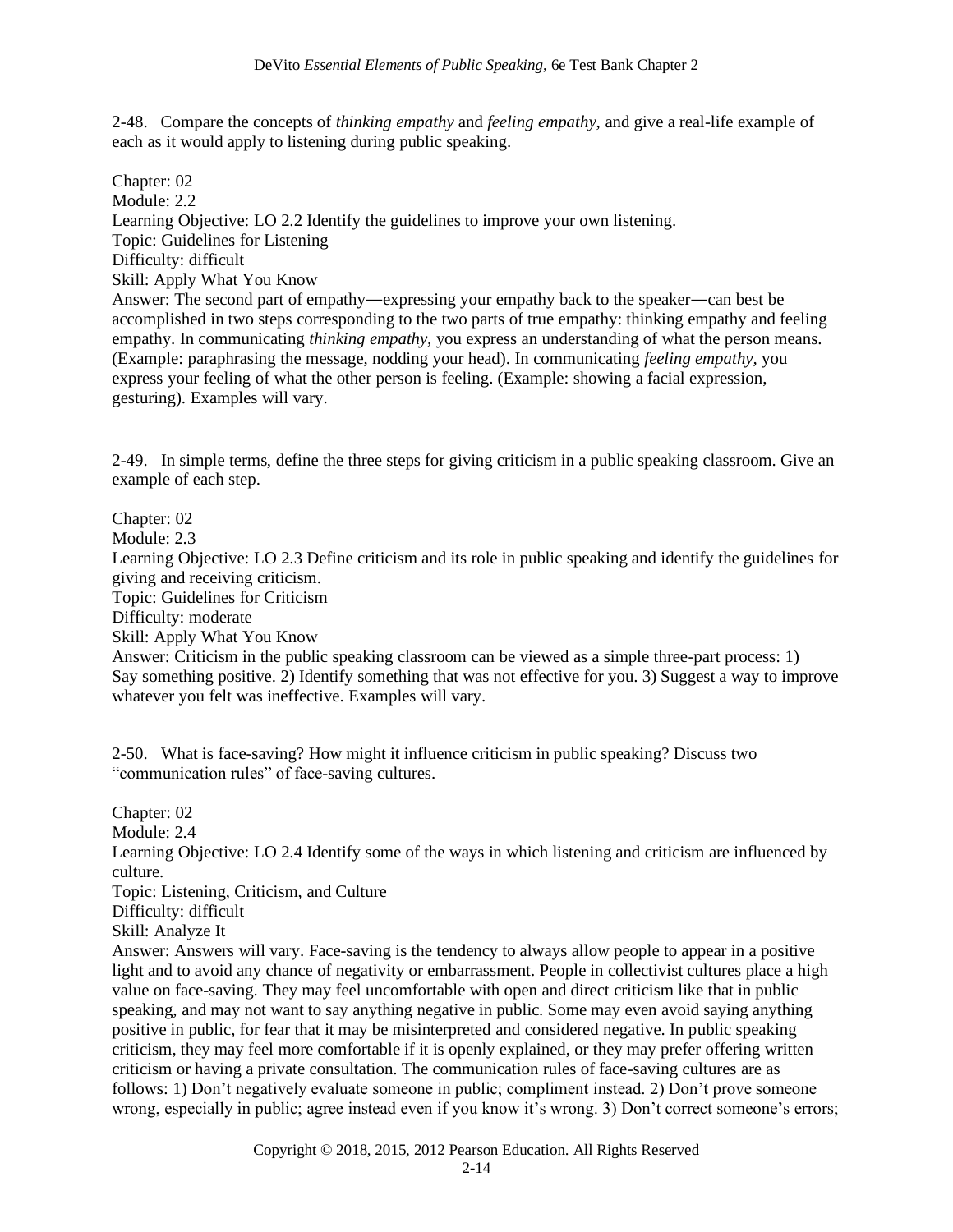2-48. Compare the concepts of *thinking empathy* and *feeling empathy*, and give a real-life example of each as it would apply to listening during public speaking.

Chapter: 02
Module: 2.2
Learning Objective: LO 2.2 Identify the guidelines to improve your own listening.
Topic: Guidelines for Listening
Difficulty: difficult
Skill: Apply What You Know
Answer: The second part of empathy—expressing your empathy back to the speaker—can best be accomplished in two steps corresponding to the two parts of true empathy: thinking empathy and feeling empathy. In communicating *thinking empathy*, you express an understanding of what the person means. (Example: paraphrasing the message, nodding your head). In communicating *feeling empathy*, you express your feeling of what the other person is feeling. (Example: showing a facial expression, gesturing). Examples will vary.

2-49. In simple terms, define the three steps for giving criticism in a public speaking classroom. Give an example of each step.

Chapter: 02
Module: 2.3
Learning Objective: LO 2.3 Define criticism and its role in public speaking and identify the guidelines for giving and receiving criticism.
Topic: Guidelines for Criticism
Difficulty: moderate
Skill: Apply What You Know
Answer: Criticism in the public speaking classroom can be viewed as a simple three-part process: 1) Say something positive. 2) Identify something that was not effective for you. 3) Suggest a way to improve whatever you felt was ineffective. Examples will vary.

2-50. What is face-saving? How might it influence criticism in public speaking? Discuss two "communication rules" of face-saving cultures.

Chapter: 02
Module: 2.4
Learning Objective: LO 2.4 Identify some of the ways in which listening and criticism are influenced by culture.
Topic: Listening, Criticism, and Culture
Difficulty: difficult
Skill: Analyze It
Answer: Answers will vary. Face-saving is the tendency to always allow people to appear in a positive light and to avoid any chance of negativity or embarrassment. People in collectivist cultures place a high value on face-saving. They may feel uncomfortable with open and direct criticism like that in public speaking, and may not want to say anything negative in public. Some may even avoid saying anything positive in public, for fear that it may be misinterpreted and considered negative. In public speaking criticism, they may feel more comfortable if it is openly explained, or they may prefer offering written criticism or having a private consultation. The communication rules of face-saving cultures are as follows: 1) Don't negatively evaluate someone in public; compliment instead. 2) Don't prove someone wrong, especially in public; agree instead even if you know it's wrong. 3) Don't correct someone's errors;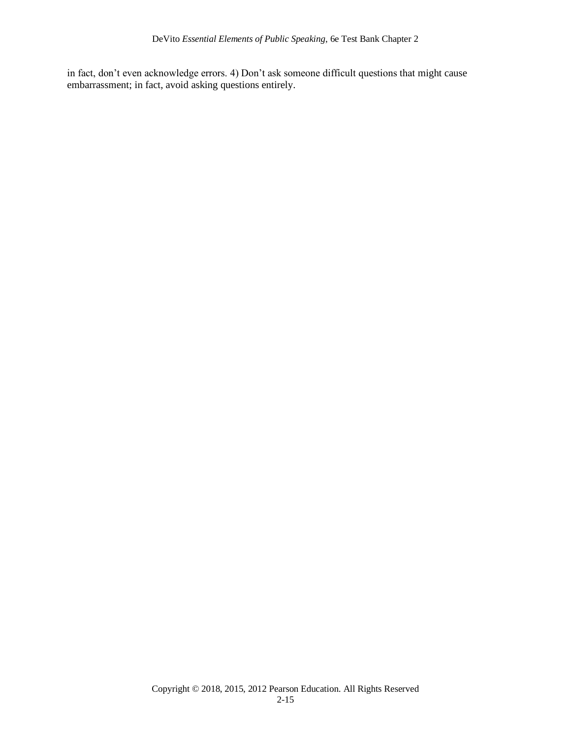in fact, don't even acknowledge errors. 4) Don't ask someone difficult questions that might cause embarrassment; in fact, avoid asking questions entirely.